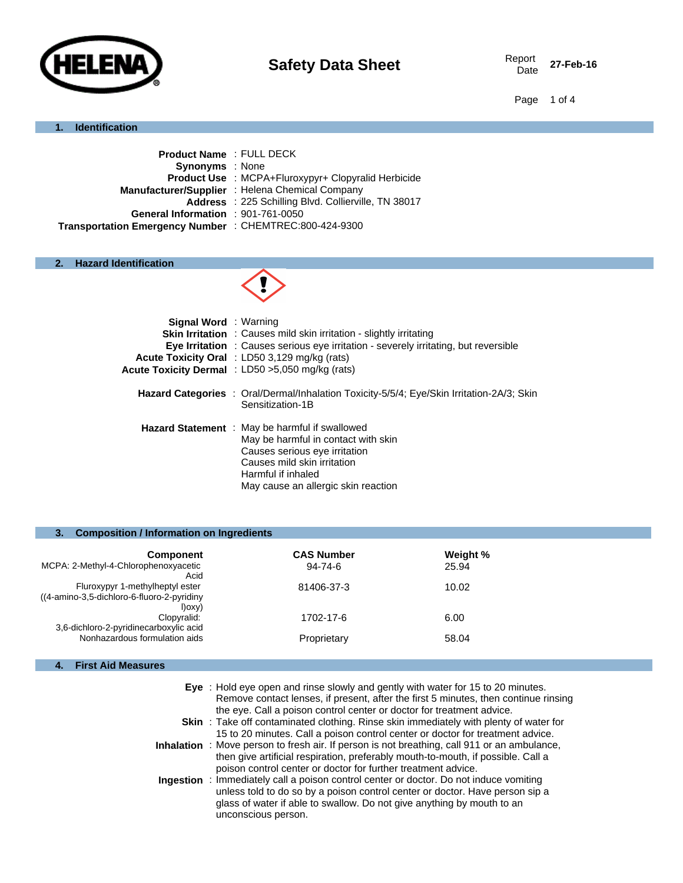HELENA

# Safety Data Sheet

Report Date **27-Feb-16**

## 1. Identification

**Product Name** : FULL DECK
**Synonyms** : None
**Product Use** : MCPA+Fluroxypyr+ Clopyralid Herbicide
**Manufacturer/Supplier** : Helena Chemical Company
**Address** : 225 Schilling Blvd. Collierville, TN 38017
**General Information** : 901-761-0050
**Transportation Emergency Number** : CHEMTREC:800-424-9300

## 2. Hazard Identification

**Signal Word** : Warning
**Skin Irritation** : Causes mild skin irritation - slightly irritating
**Eye Irritation** : Causes serious eye irritation - severely irritating, but reversible
**Acute Toxicity Oral** : LD50 3,129 mg/kg (rats)
**Acute Toxicity Dermal** : LD50 >5,050 mg/kg (rats)

**Hazard Categories** : Oral/Dermal/Inhalation Toxicity-5/5/4; Eye/Skin Irritation-2A/3; Skin Sensitization-1B

**Hazard Statement** :
May be harmful if swallowed
May be harmful in contact with skin
Causes serious eye irritation
Causes mild skin irritation
Harmful if inhaled
May cause an allergic skin reaction

## 3. Composition / Information on Ingredients

| Component | CAS Number | Weight % |
|---|---|---|
| MCPA: 2-Methyl-4-Chlorophenoxyacetic Acid | 94-74-6 | 25.94 |
| Fluroxypyr 1-methylheptyl ester ((4-amino-3,5-dichloro-6-fluoro-2-pyridinyl)oxy) | 81406-37-3 | 10.02 |
| Clopyralid: 3,6-dichloro-2-pyridinecarboxylic acid | 1702-17-6 | 6.00 |
| Nonhazardous formulation aids | Proprietary | 58.04 |

## 4. First Aid Measures

**Eye** : Hold eye open and rinse slowly and gently with water for 15 to 20 minutes. Remove contact lenses, if present, after the first 5 minutes, then continue rinsing the eye. Call a poison control center or doctor for treatment advice.
**Skin** : Take off contaminated clothing. Rinse skin immediately with plenty of water for 15 to 20 minutes. Call a poison control center or doctor for treatment advice.
**Inhalation** : Move person to fresh air. If person is not breathing, call 911 or an ambulance, then give artificial respiration, preferably mouth-to-mouth, if possible. Call a poison control center or doctor for further treatment advice.
**Ingestion** : Immediately call a poison control center or doctor. Do not induce vomiting unless told to do so by a poison control center or doctor. Have person sip a glass of water if able to swallow. Do not give anything by mouth to an unconscious person.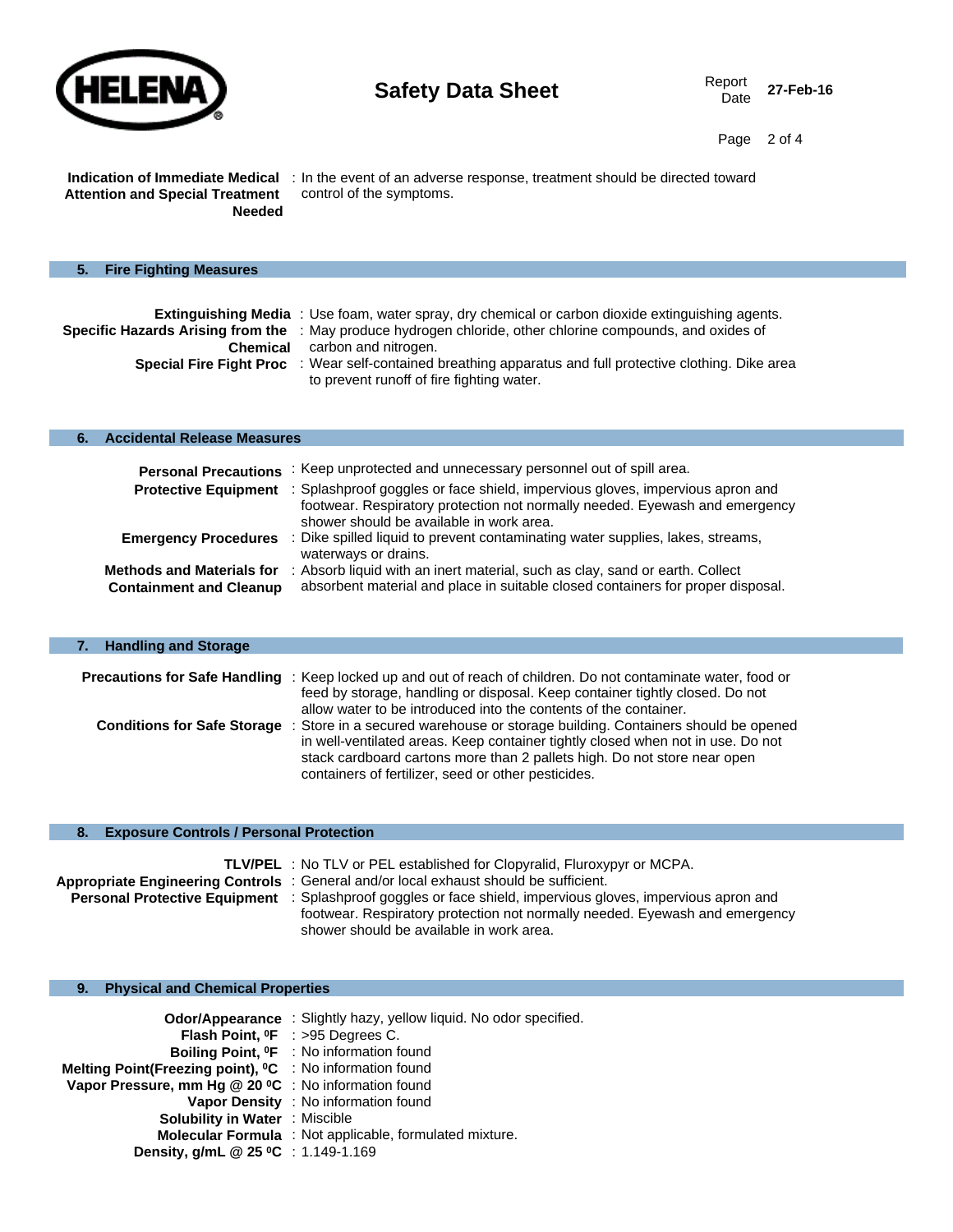**Indication of Immediate Medical Attention and Special Treatment Needed** : In the event of an adverse response, treatment should be directed toward control of the symptoms.

## 5. Fire Fighting Measures

**Extinguishing Media** : Use foam, water spray, dry chemical or carbon dioxide extinguishing agents.

**Specific Hazards Arising from the Chemical** : May produce hydrogen chloride, other chlorine compounds, and oxides of carbon and nitrogen.

**Special Fire Fight Proc** : Wear self-contained breathing apparatus and full protective clothing. Dike area to prevent runoff of fire fighting water.

## 6. Accidental Release Measures

**Personal Precautions** : Keep unprotected and unnecessary personnel out of spill area.

**Protective Equipment** : Splashproof goggles or face shield, impervious gloves, impervious apron and footwear. Respiratory protection not normally needed. Eyewash and emergency shower should be available in work area.

**Emergency Procedures** : Dike spilled liquid to prevent contaminating water supplies, lakes, streams, waterways or drains.

**Methods and Materials for Containment and Cleanup** : Absorb liquid with an inert material, such as clay, sand or earth. Collect absorbent material and place in suitable closed containers for proper disposal.

## 7. Handling and Storage

**Precautions for Safe Handling** : Keep locked up and out of reach of children. Do not contaminate water, food or feed by storage, handling or disposal. Keep container tightly closed. Do not allow water to be introduced into the contents of the container.

**Conditions for Safe Storage** : Store in a secured warehouse or storage building. Containers should be opened in well-ventilated areas. Keep container tightly closed when not in use. Do not stack cardboard cartons more than 2 pallets high. Do not store near open containers of fertilizer, seed or other pesticides.

## 8. Exposure Controls / Personal Protection

**TLV/PEL** : No TLV or PEL established for Clopyralid, Fluroxypyr or MCPA.

**Appropriate Engineering Controls** : General and/or local exhaust should be sufficient.

**Personal Protective Equipment** : Splashproof goggles or face shield, impervious gloves, impervious apron and footwear. Respiratory protection not normally needed. Eyewash and emergency shower should be available in work area.

## 9. Physical and Chemical Properties

**Odor/Appearance** : Slightly hazy, yellow liquid. No odor specified.

**Flash Point, ⁰F** : >95 Degrees C.

**Boiling Point, ⁰F** : No information found

**Melting Point(Freezing point), ⁰C** : No information found

**Vapor Pressure, mm Hg @ 20 ⁰C** : No information found

**Vapor Density** : No information found

**Solubility in Water** : Miscible

**Molecular Formula** : Not applicable, formulated mixture.

**Density, g/mL @ 25 ⁰C** : 1.149-1.169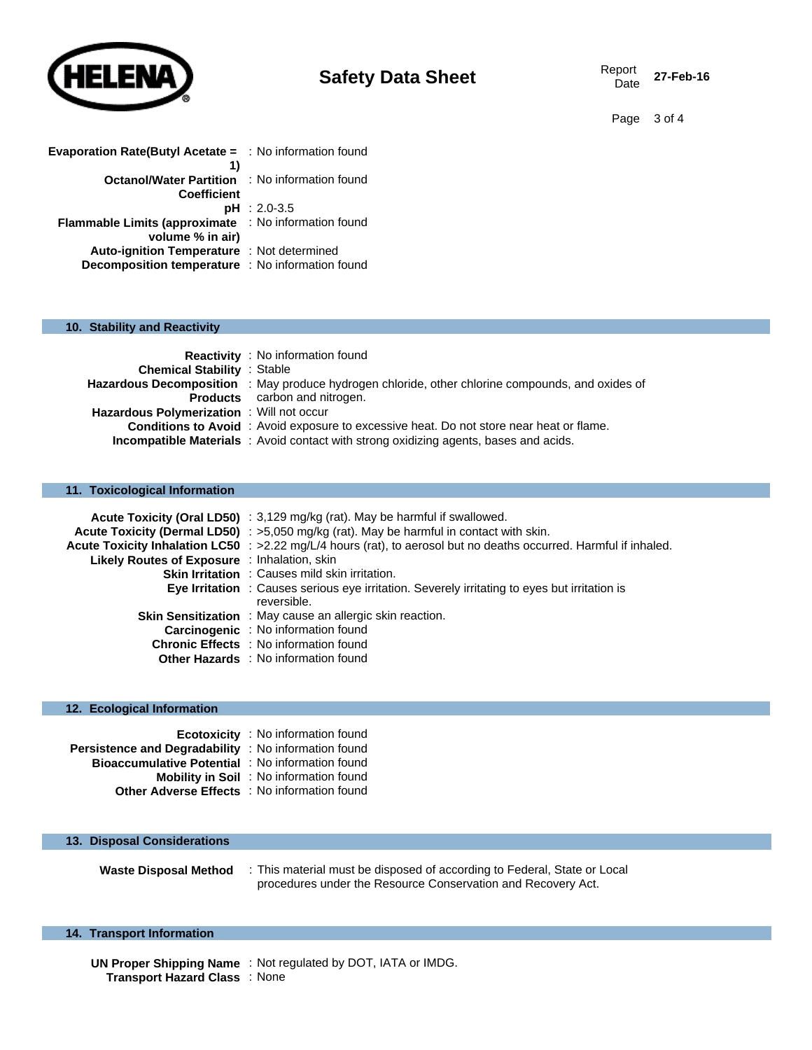**Evaporation Rate(Butyl Acetate = 1)** : No information found
**Octanol/Water Partition Coefficient** : No information found
**pH** : 2.0-3.5
**Flammable Limits (approximate volume % in air)** : No information found
**Auto-ignition Temperature** : Not determined
**Decomposition temperature** : No information found

## 10. Stability and Reactivity

**Reactivity** : No information found
**Chemical Stability** : Stable
**Hazardous Decomposition Products** : May produce hydrogen chloride, other chlorine compounds, and oxides of carbon and nitrogen.
**Hazardous Polymerization** : Will not occur
**Conditions to Avoid** : Avoid exposure to excessive heat. Do not store near heat or flame.
**Incompatible Materials** : Avoid contact with strong oxidizing agents, bases and acids.

## 11. Toxicological Information

**Acute Toxicity (Oral LD50)** : 3,129 mg/kg (rat). May be harmful if swallowed.
**Acute Toxicity (Dermal LD50)** : >5,050 mg/kg (rat). May be harmful in contact with skin.
**Acute Toxicity Inhalation LC50** : >2.22 mg/L/4 hours (rat), to aerosol but no deaths occurred. Harmful if inhaled.
**Likely Routes of Exposure** : Inhalation, skin
**Skin Irritation** : Causes mild skin irritation.
**Eye Irritation** : Causes serious eye irritation. Severely irritating to eyes but irritation is reversible.
**Skin Sensitization** : May cause an allergic skin reaction.
**Carcinogenic** : No information found
**Chronic Effects** : No information found
**Other Hazards** : No information found

## 12. Ecological Information

**Ecotoxicity** : No information found
**Persistence and Degradability** : No information found
**Bioaccumulative Potential** : No information found
**Mobility in Soil** : No information found
**Other Adverse Effects** : No information found

## 13. Disposal Considerations

**Waste Disposal Method** : This material must be disposed of according to Federal, State or Local procedures under the Resource Conservation and Recovery Act.

## 14. Transport Information

**UN Proper Shipping Name** : Not regulated by DOT, IATA or IMDG.
**Transport Hazard Class** : None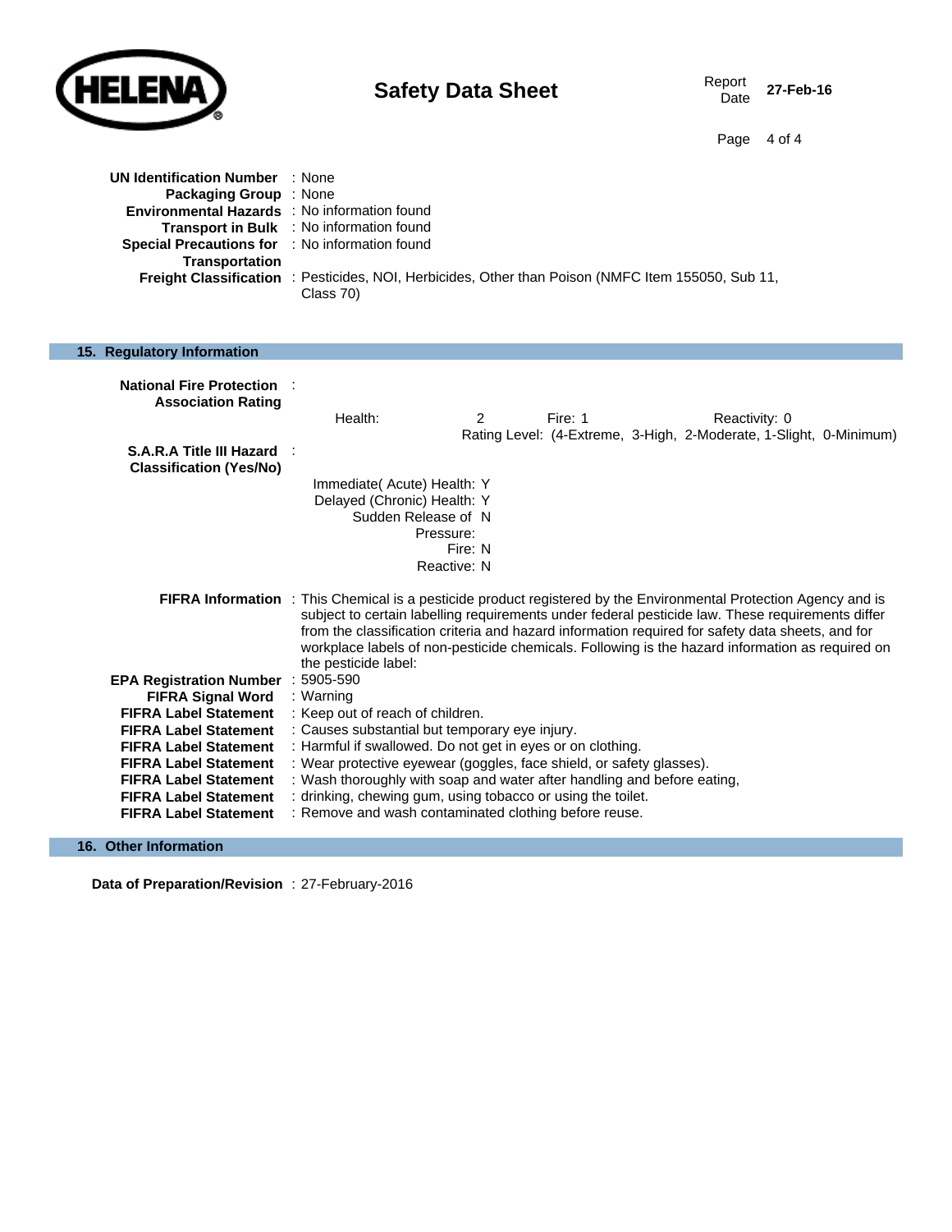**UN Identification Number** : None
**Packaging Group** : None
**Environmental Hazards** : No information found
**Transport in Bulk** : No information found
**Special Precautions for Transportation** : No information found
**Freight Classification** : Pesticides, NOI, Herbicides, Other than Poison (NMFC Item 155050, Sub 11, Class 70)

## 15. Regulatory Information

**National Fire Protection Association Rating** :

Health: 2 Fire: 1 Reactivity: 0
Rating Level: (4-Extreme, 3-High, 2-Moderate, 1-Slight, 0-Minimum)

**S.A.R.A Title III Hazard Classification (Yes/No)** :

Immediate( Acute) Health: Y
Delayed (Chronic) Health: Y
Sudden Release of Pressure: N
Fire: N
Reactive: N

**FIFRA Information** : This Chemical is a pesticide product registered by the Environmental Protection Agency and is subject to certain labelling requirements under federal pesticide law. These requirements differ from the classification criteria and hazard information required for safety data sheets, and for workplace labels of non-pesticide chemicals. Following is the hazard information as required on the pesticide label:

**EPA Registration Number** : 5905-590
**FIFRA Signal Word** : Warning
**FIFRA Label Statement** : Keep out of reach of children.
**FIFRA Label Statement** : Causes substantial but temporary eye injury.
**FIFRA Label Statement** : Harmful if swallowed. Do not get in eyes or on clothing.
**FIFRA Label Statement** : Wear protective eyewear (goggles, face shield, or safety glasses).
**FIFRA Label Statement** : Wash thoroughly with soap and water after handling and before eating,
**FIFRA Label Statement** : drinking, chewing gum, using tobacco or using the toilet.
**FIFRA Label Statement** : Remove and wash contaminated clothing before reuse.

## 16. Other Information

**Data of Preparation/Revision** : 27-February-2016